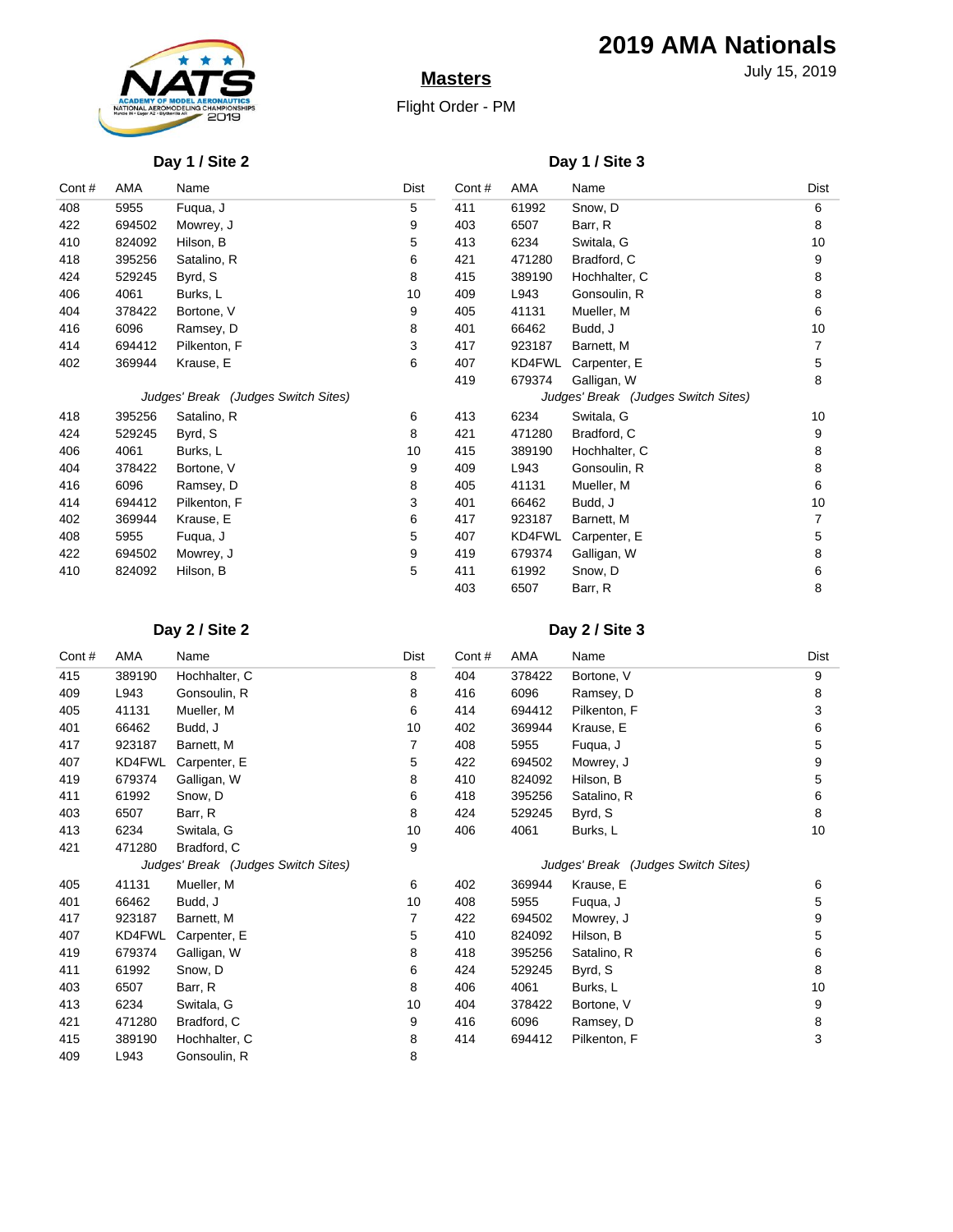# 2019 AMA Nationals

July 15, 2019

## Masters

Flight Order - PM

### Day 1 / Site 2

| Cont # | AMA | Name | Dist |
|---|---|---|---|
| 408 | 5955 | Fuqua, J | 5 |
| 422 | 694502 | Mowrey, J | 9 |
| 410 | 824092 | Hilson, B | 5 |
| 418 | 395256 | Satalino, R | 6 |
| 424 | 529245 | Byrd, S | 8 |
| 406 | 4061 | Burks, L | 10 |
| 404 | 378422 | Bortone, V | 9 |
| 416 | 6096 | Ramsey, D | 8 |
| 414 | 694412 | Pilkenton, F | 3 |
| 402 | 369944 | Krause, E | 6 |
| | | *Judges' Break (Judges Switch Sites)* | |
| 418 | 395256 | Satalino, R | 6 |
| 424 | 529245 | Byrd, S | 8 |
| 406 | 4061 | Burks, L | 10 |
| 404 | 378422 | Bortone, V | 9 |
| 416 | 6096 | Ramsey, D | 8 |
| 414 | 694412 | Pilkenton, F | 3 |
| 402 | 369944 | Krause, E | 6 |
| 408 | 5955 | Fuqua, J | 5 |
| 422 | 694502 | Mowrey, J | 9 |
| 410 | 824092 | Hilson, B | 5 |

### Day 1 / Site 3

| Cont # | AMA | Name | Dist |
|---|---|---|---|
| 411 | 61992 | Snow, D | 6 |
| 403 | 6507 | Barr, R | 8 |
| 413 | 6234 | Switala, G | 10 |
| 421 | 471280 | Bradford, C | 9 |
| 415 | 389190 | Hochhalter, C | 8 |
| 409 | L943 | Gonsoulin, R | 8 |
| 405 | 41131 | Mueller, M | 6 |
| 401 | 66462 | Budd, J | 10 |
| 417 | 923187 | Barnett, M | 7 |
| 407 | KD4FWL | Carpenter, E | 5 |
| 419 | 679374 | Galligan, W | 8 |
| | | *Judges' Break (Judges Switch Sites)* | |
| 413 | 6234 | Switala, G | 10 |
| 421 | 471280 | Bradford, C | 9 |
| 415 | 389190 | Hochhalter, C | 8 |
| 409 | L943 | Gonsoulin, R | 8 |
| 405 | 41131 | Mueller, M | 6 |
| 401 | 66462 | Budd, J | 10 |
| 417 | 923187 | Barnett, M | 7 |
| 407 | KD4FWL | Carpenter, E | 5 |
| 419 | 679374 | Galligan, W | 8 |
| 411 | 61992 | Snow, D | 6 |
| 403 | 6507 | Barr, R | 8 |

### Day 2 / Site 2

| Cont # | AMA | Name | Dist |
|---|---|---|---|
| 415 | 389190 | Hochhalter, C | 8 |
| 409 | L943 | Gonsoulin, R | 8 |
| 405 | 41131 | Mueller, M | 6 |
| 401 | 66462 | Budd, J | 10 |
| 417 | 923187 | Barnett, M | 7 |
| 407 | KD4FWL | Carpenter, E | 5 |
| 419 | 679374 | Galligan, W | 8 |
| 411 | 61992 | Snow, D | 6 |
| 403 | 6507 | Barr, R | 8 |
| 413 | 6234 | Switala, G | 10 |
| 421 | 471280 | Bradford, C | 9 |
| | | *Judges' Break (Judges Switch Sites)* | |
| 405 | 41131 | Mueller, M | 6 |
| 401 | 66462 | Budd, J | 10 |
| 417 | 923187 | Barnett, M | 7 |
| 407 | KD4FWL | Carpenter, E | 5 |
| 419 | 679374 | Galligan, W | 8 |
| 411 | 61992 | Snow, D | 6 |
| 403 | 6507 | Barr, R | 8 |
| 413 | 6234 | Switala, G | 10 |
| 421 | 471280 | Bradford, C | 9 |
| 415 | 389190 | Hochhalter, C | 8 |
| 409 | L943 | Gonsoulin, R | 8 |

### Day 2 / Site 3

| Cont # | AMA | Name | Dist |
|---|---|---|---|
| 404 | 378422 | Bortone, V | 9 |
| 416 | 6096 | Ramsey, D | 8 |
| 414 | 694412 | Pilkenton, F | 3 |
| 402 | 369944 | Krause, E | 6 |
| 408 | 5955 | Fuqua, J | 5 |
| 422 | 694502 | Mowrey, J | 9 |
| 410 | 824092 | Hilson, B | 5 |
| 418 | 395256 | Satalino, R | 6 |
| 424 | 529245 | Byrd, S | 8 |
| 406 | 4061 | Burks, L | 10 |
| | | *Judges' Break (Judges Switch Sites)* | |
| 402 | 369944 | Krause, E | 6 |
| 408 | 5955 | Fuqua, J | 5 |
| 422 | 694502 | Mowrey, J | 9 |
| 410 | 824092 | Hilson, B | 5 |
| 418 | 395256 | Satalino, R | 6 |
| 424 | 529245 | Byrd, S | 8 |
| 406 | 4061 | Burks, L | 10 |
| 404 | 378422 | Bortone, V | 9 |
| 416 | 6096 | Ramsey, D | 8 |
| 414 | 694412 | Pilkenton, F | 3 |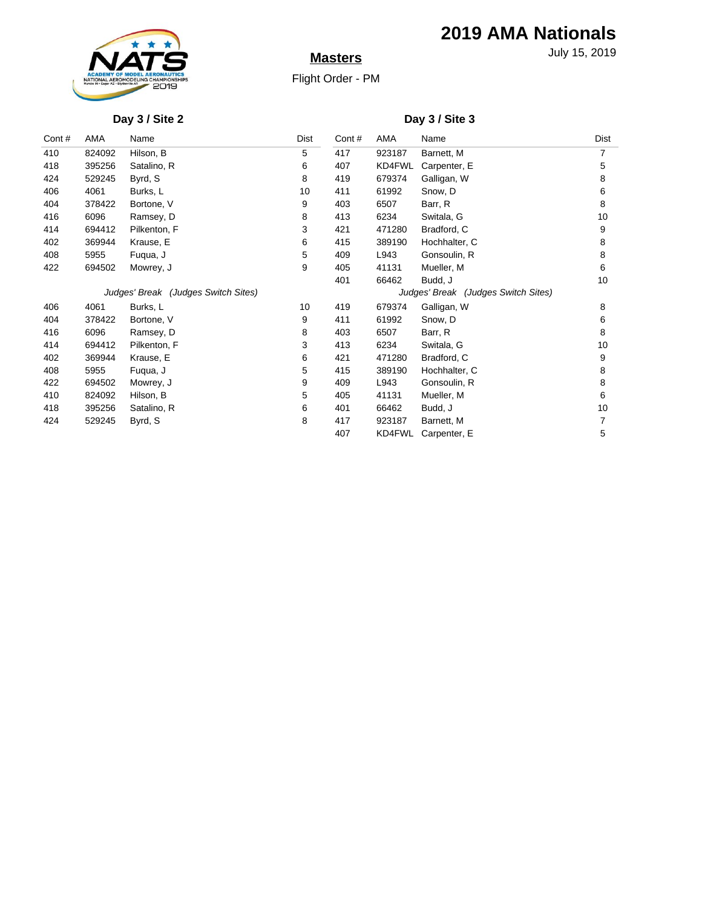# 2019 AMA Nationals

July 15, 2019

## Masters

Flight Order - PM

### Day 3 / Site 2

| Cont # | AMA | Name | Dist |
|---|---|---|---|
| 410 | 824092 | Hilson, B | 5 |
| 418 | 395256 | Satalino, R | 6 |
| 424 | 529245 | Byrd, S | 8 |
| 406 | 4061 | Burks, L | 10 |
| 404 | 378422 | Bortone, V | 9 |
| 416 | 6096 | Ramsey, D | 8 |
| 414 | 694412 | Pilkenton, F | 3 |
| 402 | 369944 | Krause, E | 6 |
| 408 | 5955 | Fuqua, J | 5 |
| 422 | 694502 | Mowrey, J | 9 |
| | | *Judges' Break (Judges Switch Sites)* | |
| 406 | 4061 | Burks, L | 10 |
| 404 | 378422 | Bortone, V | 9 |
| 416 | 6096 | Ramsey, D | 8 |
| 414 | 694412 | Pilkenton, F | 3 |
| 402 | 369944 | Krause, E | 6 |
| 408 | 5955 | Fuqua, J | 5 |
| 422 | 694502 | Mowrey, J | 9 |
| 410 | 824092 | Hilson, B | 5 |
| 418 | 395256 | Satalino, R | 6 |
| 424 | 529245 | Byrd, S | 8 |

### Day 3 / Site 3

| Cont # | AMA | Name | Dist |
|---|---|---|---|
| 417 | 923187 | Barnett, M | 7 |
| 407 | KD4FWL | Carpenter, E | 5 |
| 419 | 679374 | Galligan, W | 8 |
| 411 | 61992 | Snow, D | 6 |
| 403 | 6507 | Barr, R | 8 |
| 413 | 6234 | Switala, G | 10 |
| 421 | 471280 | Bradford, C | 9 |
| 415 | 389190 | Hochhalter, C | 8 |
| 409 | L943 | Gonsoulin, R | 8 |
| 405 | 41131 | Mueller, M | 6 |
| 401 | 66462 | Budd, J | 10 |
| | | *Judges' Break (Judges Switch Sites)* | |
| 419 | 679374 | Galligan, W | 8 |
| 411 | 61992 | Snow, D | 6 |
| 403 | 6507 | Barr, R | 8 |
| 413 | 6234 | Switala, G | 10 |
| 421 | 471280 | Bradford, C | 9 |
| 415 | 389190 | Hochhalter, C | 8 |
| 409 | L943 | Gonsoulin, R | 8 |
| 405 | 41131 | Mueller, M | 6 |
| 401 | 66462 | Budd, J | 10 |
| 417 | 923187 | Barnett, M | 7 |
| 407 | KD4FWL | Carpenter, E | 5 |